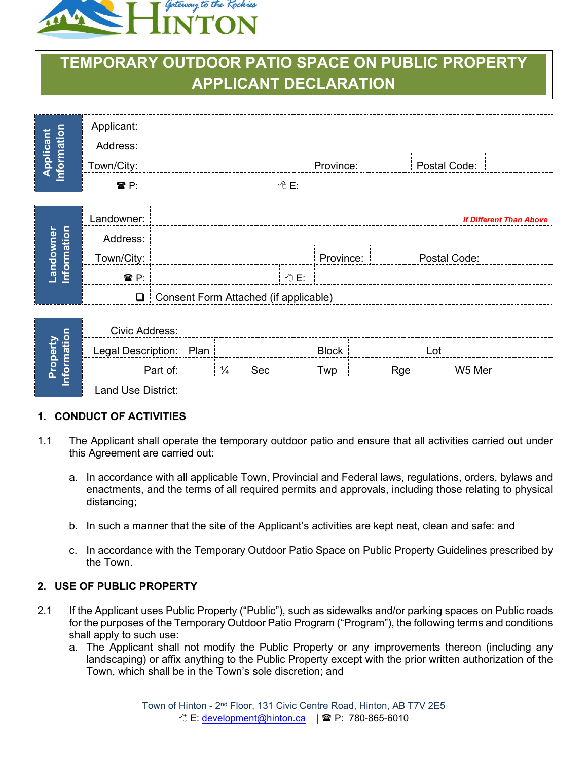# TEMPORARY OUTDOOR PATIO SPACE ON PUBLIC PROPERTY APPLICANT DECLARATION

| **Applicant Information** | | | | | | |
|---|---|---|---|---|---|---|
| | Applicant: | | | | | |
| | Address: | | | | | |
| | Town/City: | | Province: | | Postal Code: | |
| | ☎ P: | | E: | | | |

| **Landowner Information** | | | | | | |
|---|---|---|---|---|---|---|
| | Landowner: | *If Different Than Above* | | | | |
| | Address: | | | | | |
| | Town/City: | | Province: | | Postal Code: | |
| | ☎ P: | | E: | | | |
| | ❑ | Consent Form Attached (if applicable) | | | | |

| **Property Information** | | | | | | | | | |
|---|---|---|---|---|---|---|---|---|---|
| | Civic Address: | | | | | | | | |
| | Legal Description: | Plan | | | Block | | | Lot | |
| | Part of: | | ¼ | Sec | Twp | | Rge | | W5 Mer |
| | Land Use District: | | | | | | | | |

## 1. CONDUCT OF ACTIVITIES

1.1 The Applicant shall operate the temporary outdoor patio and ensure that all activities carried out under this Agreement are carried out:

a. In accordance with all applicable Town, Provincial and Federal laws, regulations, orders, bylaws and enactments, and the terms of all required permits and approvals, including those relating to physical distancing;

b. In such a manner that the site of the Applicant's activities are kept neat, clean and safe: and

c. In accordance with the Temporary Outdoor Patio Space on Public Property Guidelines prescribed by the Town.

## 2. USE OF PUBLIC PROPERTY

2.1 If the Applicant uses Public Property ("Public"), such as sidewalks and/or parking spaces on Public roads for the purposes of the Temporary Outdoor Patio Program ("Program"), the following terms and conditions shall apply to such use:

a. The Applicant shall not modify the Public Property or any improvements thereon (including any landscaping) or affix anything to the Public Property except with the prior written authorization of the Town, which shall be in the Town's sole discretion; and

Town of Hinton - 2nd Floor, 131 Civic Centre Road, Hinton, AB T7V 2E5
E: development@hinton.ca | ☎ P: 780-865-6010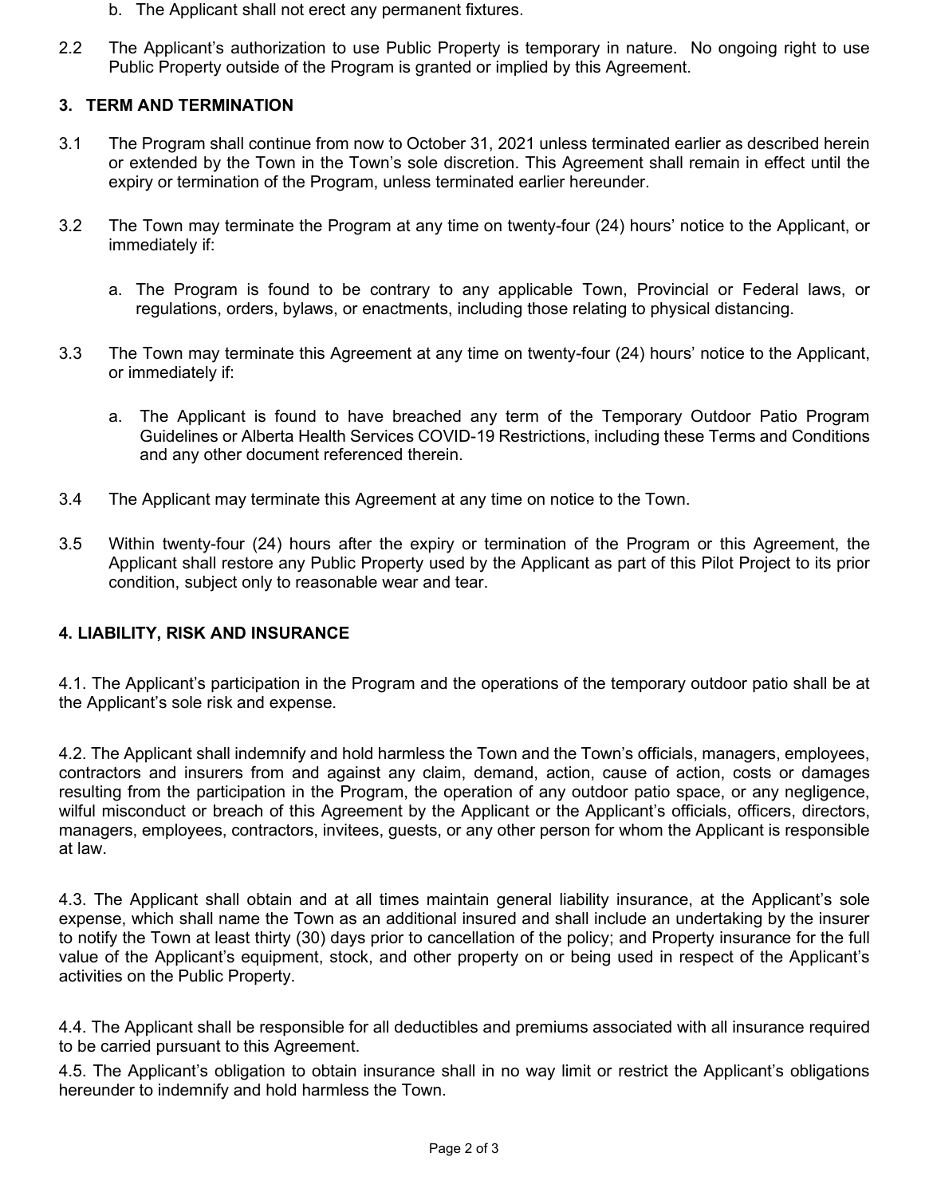b. The Applicant shall not erect any permanent fixtures.

2.2 The Applicant's authorization to use Public Property is temporary in nature. No ongoing right to use Public Property outside of the Program is granted or implied by this Agreement.

## 3. TERM AND TERMINATION

3.1 The Program shall continue from now to October 31, 2021 unless terminated earlier as described herein or extended by the Town in the Town's sole discretion. This Agreement shall remain in effect until the expiry or termination of the Program, unless terminated earlier hereunder.

3.2 The Town may terminate the Program at any time on twenty-four (24) hours' notice to the Applicant, or immediately if:

a. The Program is found to be contrary to any applicable Town, Provincial or Federal laws, or regulations, orders, bylaws, or enactments, including those relating to physical distancing.

3.3 The Town may terminate this Agreement at any time on twenty-four (24) hours' notice to the Applicant, or immediately if:

a. The Applicant is found to have breached any term of the Temporary Outdoor Patio Program Guidelines or Alberta Health Services COVID-19 Restrictions, including these Terms and Conditions and any other document referenced therein.

3.4 The Applicant may terminate this Agreement at any time on notice to the Town.

3.5 Within twenty-four (24) hours after the expiry or termination of the Program or this Agreement, the Applicant shall restore any Public Property used by the Applicant as part of this Pilot Project to its prior condition, subject only to reasonable wear and tear.

## 4. LIABILITY, RISK AND INSURANCE

4.1. The Applicant's participation in the Program and the operations of the temporary outdoor patio shall be at the Applicant's sole risk and expense.

4.2. The Applicant shall indemnify and hold harmless the Town and the Town's officials, managers, employees, contractors and insurers from and against any claim, demand, action, cause of action, costs or damages resulting from the participation in the Program, the operation of any outdoor patio space, or any negligence, wilful misconduct or breach of this Agreement by the Applicant or the Applicant's officials, officers, directors, managers, employees, contractors, invitees, guests, or any other person for whom the Applicant is responsible at law.

4.3. The Applicant shall obtain and at all times maintain general liability insurance, at the Applicant's sole expense, which shall name the Town as an additional insured and shall include an undertaking by the insurer to notify the Town at least thirty (30) days prior to cancellation of the policy; and Property insurance for the full value of the Applicant's equipment, stock, and other property on or being used in respect of the Applicant's activities on the Public Property.

4.4. The Applicant shall be responsible for all deductibles and premiums associated with all insurance required to be carried pursuant to this Agreement.

4.5. The Applicant's obligation to obtain insurance shall in no way limit or restrict the Applicant's obligations hereunder to indemnify and hold harmless the Town.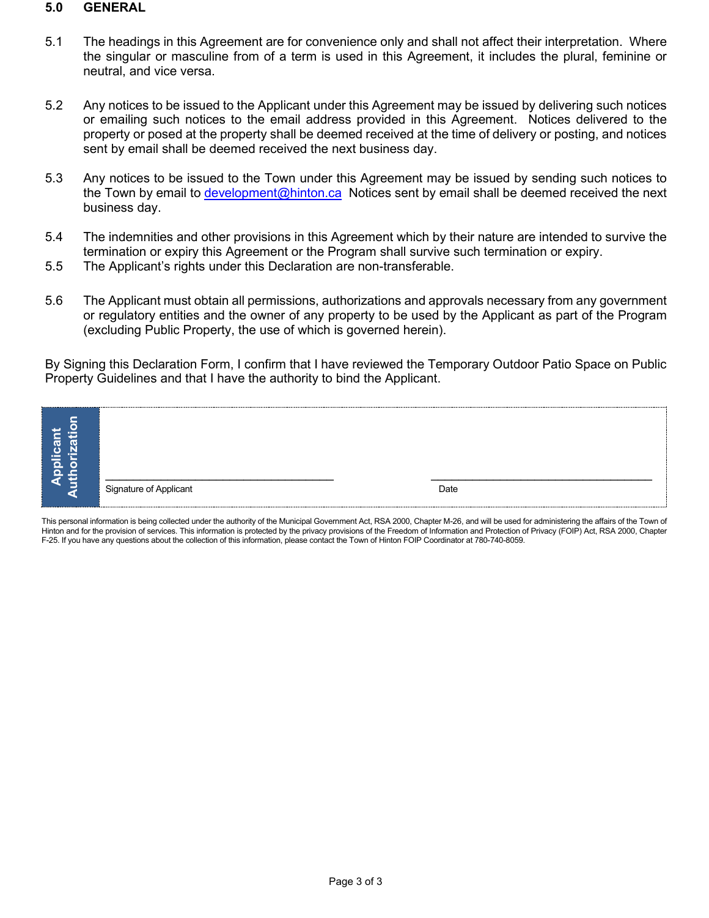## 5.0 GENERAL

5.1 The headings in this Agreement are for convenience only and shall not affect their interpretation. Where the singular or masculine from of a term is used in this Agreement, it includes the plural, feminine or neutral, and vice versa.

5.2 Any notices to be issued to the Applicant under this Agreement may be issued by delivering such notices or emailing such notices to the email address provided in this Agreement. Notices delivered to the property or posed at the property shall be deemed received at the time of delivery or posting, and notices sent by email shall be deemed received the next business day.

5.3 Any notices to be issued to the Town under this Agreement may be issued by sending such notices to the Town by email to development@hinton.ca Notices sent by email shall be deemed received the next business day.

5.4 The indemnities and other provisions in this Agreement which by their nature are intended to survive the termination or expiry this Agreement or the Program shall survive such termination or expiry.

5.5 The Applicant's rights under this Declaration are non-transferable.

5.6 The Applicant must obtain all permissions, authorizations and approvals necessary from any government or regulatory entities and the owner of any property to be used by the Applicant as part of the Program (excluding Public Property, the use of which is governed herein).

By Signing this Declaration Form, I confirm that I have reviewed the Temporary Outdoor Patio Space on Public Property Guidelines and that I have the authority to bind the Applicant.

| | | |
|---|---|---|
| **Applicant Authorization** | ______________________ Signature of Applicant | ______________________ Date |

This personal information is being collected under the authority of the Municipal Government Act, RSA 2000, Chapter M-26, and will be used for administering the affairs of the Town of Hinton and for the provision of services. This information is protected by the privacy provisions of the Freedom of Information and Protection of Privacy (FOIP) Act, RSA 2000, Chapter F-25. If you have any questions about the collection of this information, please contact the Town of Hinton FOIP Coordinator at 780-740-8059.